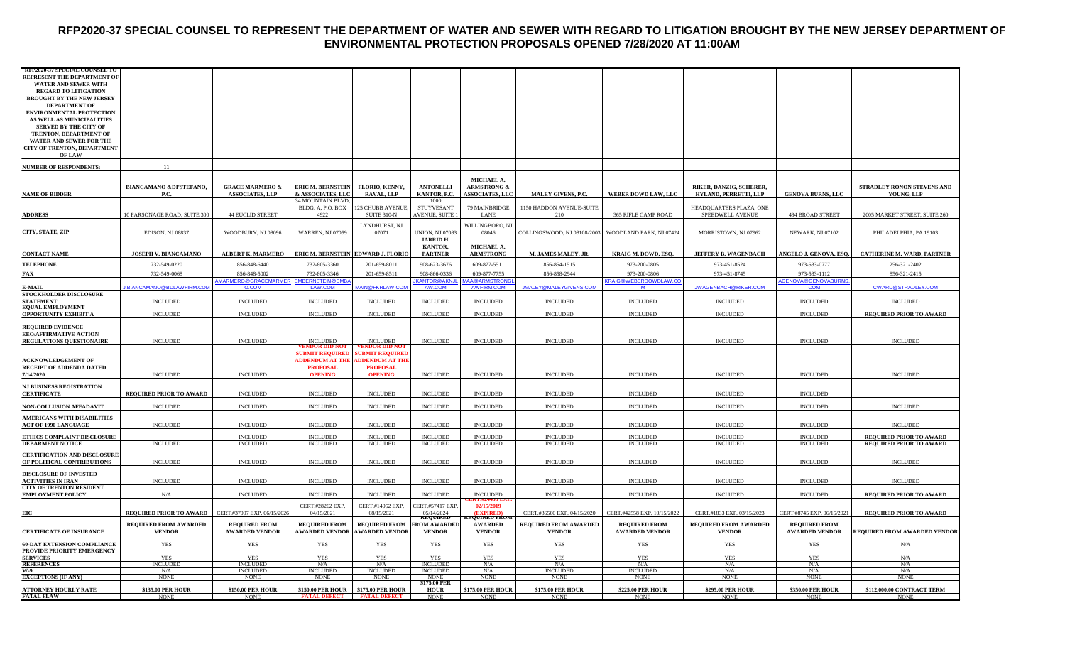# RFP2020-37 SPECIAL COUNSEL TO REPRESENT THE DEPARTMENT OF WATER AND SEWER WITH REGARD TO LITIGATION BROUGHT BY THE NEW JERSEY DEPARTMENT OF ENVIRONMENTAL PROTECTION PROPOSALS OPENED 7/28/2020 AT 11:00AM

| RFP2020-37 SPECIAL COUNSEL TO REPRESENT THE DEPARTMENT OF WATER AND SEWER WITH REGARD TO LITIGATION BROUGHT BY THE NEW JERSEY DEPARTMENT OF ENVIRONMENTAL PROTECTION AS WELL AS MUNICIPALITIES SERVED BY THE CITY OF TRENTON, DEPARTMENT OF WATER AND SEWER FOR THE CITY OF TRENTON, DEPARTMENT OF LAW | | | | | | | | | | | |
|---|---|---|---|---|---|---|---|---|---|---|---|
| NUMBER OF RESPONDENTS: | 11 | | | | | | | | | | |
| NAME OF BIDDER | BIANCAMANO &DI'STEFANO, P.C. | GRACE MARMERO & ASSOCIATES, LLP | ERIC M. BERNSTEIN & ASSOCIATES, LLC | FLORIO, KENNY, RAVAL, LLP | ANTONELLI KANTOR, P.C. | MICHAEL A. ARMSTRONG & ASSOCIATES, LLC | MALEY GIVENS, P.C. | WEBER DOWD LAW, LLC | RIKER, DANZIG, SCHERER, HYLAND, PERRETTI, LLP | GENOVA BURNS, LLC | STRADLEY RONON STEVENS AND YOUNG, LLP |
| ADDRESS | 10 PARSONAGE ROAD, SUITE 300 | 44 EUCLID STREET | 34 MOUNTAIN BLVD. BLDG. A, P.O. BOX 4922 | 125 CHUBB AVENUE, SUITE 310-N | 1000 STUYVESANT AVENUE, SUITE 1 | 79 MAINBRIDGE LANE | 1150 HADDON AVENUE-SUITE 210 | 365 RIFLE CAMP ROAD | HEADQUARTERS PLAZA, ONE SPEEDWELL AVENUE | 494 BROAD STREET | 2005 MARKET STREET, SUITE 260 |
| CITY, STATE, ZIP | EDISON, NJ 08837 | WOODBURY, NJ 08096 | WARREN, NJ 07059 | LYNDHURST, NJ 07071 | UNION, NJ 07083 | WILLINGBORO, NJ 08046 | COLLINGSWOOD, NJ 08108-2003 | WOODLAND PARK, NJ 07424 | MORRISTOWN, NJ 07962 | NEWARK, NJ 07102 | PHILADELPHIA, PA 19103 |
| CONTACT NAME | JOSEPH V. BIANCAMANO | ALBERT K. MARMERO | ERIC M. BERNSTEIN | EDWARD J. FLORIO | JARRID H. KANTOR, PARTNER | MICHAEL A. ARMSTRONG | M. JAMES MALEY, JR. | KRAIG M. DOWD, ESQ. | JEFFERY B. WAGENBACH | ANGELO J. GENOVA, ESQ. | CATHERINE M. WARD, PARTNER |
| TELEPHONE | 732-549-0220 | 856-848-6440 | 732-805-3360 | 201-659-8011 | 908-623-3676 | 609-877-5511 | 856-854-1515 | 973-200-0805 | 973-451-8524 | 973-533-0777 | 256-321-2402 |
| FAX | 732-549-0068 | 856-848-5002 | 732-805-3346 | 201-659-8511 | 908-866-0336 | 609-877-7755 | 856-858-2944 | 973-200-0806 | 973-451-8745 | 973-533-1112 | 856-321-2415 |
| E-MAIL | J.BIANCAMANO@BDLAWFIRM.COM | AMARMERO@GRACEMARMERO.COM | EMBERNSTEIN@EMBALAW.COM | MAIN@FKRLAW.COM | JKANTOR@AKNJLAW.COM | MAA@ARMSTRONGLAWFIRM.COM | JMALEY@MALEYGIVENS.COM | KRAIG@WEBERDOWDLAW.COM | JWAGENBACH@RIKER.COM | AGENOVA@GENOVABURNS.COM | CWARD@STRADLEY.COM |
| STOCKHOLDER DISCLOSURE STATEMENT | INCLUDED | INCLUDED | INCLUDED | INCLUDED | INCLUDED | INCLUDED | INCLUDED | INCLUDED | INCLUDED | INCLUDED | INCLUDED |
| EQUAL EMPLOYMENT OPPORTUNITY EXHIBIT A | INCLUDED | INCLUDED | INCLUDED | INCLUDED | INCLUDED | INCLUDED | INCLUDED | INCLUDED | INCLUDED | INCLUDED | REQUIRED PRIOR TO AWARD |
| REQUIRED EVIDENCE EEO/AFFIRMATIVE ACTION REGULATIONS QUESTIONAIRE | INCLUDED | INCLUDED | INCLUDED | INCLUDED | INCLUDED | INCLUDED | INCLUDED | INCLUDED | INCLUDED | INCLUDED | INCLUDED |
| ACKNOWLEDGEMENT OF RECEIPT OF ADDENDA DATED 7/14/2020 | INCLUDED | INCLUDED | VENDOR DID NOT SUBMIT REQUIRED ADDENDUM AT THE PROPOSAL OPENING | VENDOR DID NOT SUBMIT REQUIRED ADDENDUM AT THE PROPOSAL OPENING | INCLUDED | INCLUDED | INCLUDED | INCLUDED | INCLUDED | INCLUDED | INCLUDED |
| NJ BUSINESS REGISTRATION CERTIFICATE | REQUIRED PRIOR TO AWARD | INCLUDED | INCLUDED | INCLUDED | INCLUDED | INCLUDED | INCLUDED | INCLUDED | INCLUDED | INCLUDED | |
| NON-COLLUSION AFFADAVIT | INCLUDED | INCLUDED | INCLUDED | INCLUDED | INCLUDED | INCLUDED | INCLUDED | INCLUDED | INCLUDED | INCLUDED | INCLUDED |
| AMERICANS WITH DISABILITIES ACT OF 1990 LANGUAGE | INCLUDED | INCLUDED | INCLUDED | INCLUDED | INCLUDED | INCLUDED | INCLUDED | INCLUDED | INCLUDED | INCLUDED | INCLUDED |
| ETHICS COMPLAINT DISCLOSURE | | INCLUDED | INCLUDED | INCLUDED | INCLUDED | INCLUDED | INCLUDED | INCLUDED | INCLUDED | INCLUDED | REQUIRED PRIOR TO AWARD |
| DEBARMENT NOTICE | INCLUDED | INCLUDED | INCLUDED | INCLUDED | INCLUDED | INCLUDED | INCLUDED | INCLUDED | INCLUDED | INCLUDED | REQUIRED PRIOR TO AWARD |
| CERTIFICATION AND DISCLOSURE OF POLITICAL CONTRIBUTIONS | INCLUDED | INCLUDED | INCLUDED | INCLUDED | INCLUDED | INCLUDED | INCLUDED | INCLUDED | INCLUDED | INCLUDED | INCLUDED |
| DISCLOSURE OF INVESTED ACTIVITIES IN IRAN | INCLUDED | INCLUDED | INCLUDED | INCLUDED | INCLUDED | INCLUDED | INCLUDED | INCLUDED | INCLUDED | INCLUDED | INCLUDED |
| CITY OF TRENTON RESIDENT EMPLOYMENT POLICY | N/A | INCLUDED | INCLUDED | INCLUDED | INCLUDED | INCLUDED | INCLUDED | INCLUDED | INCLUDED | INCLUDED | REQUIRED PRIOR TO AWARD |
| EIC | REQUIRED PRIOR TO AWARD | CERT.#37097 EXP. 06/15/2026 | CERT.#28262 EXP. 04/15/2021 | CERT.#14952 EXP. 08/15/2021 | CERT.#57417 EXP. 05/14/2024 | CERT.#24433 EXP. 02/15/2019 (EXPIRED) | CERT.#36560 EXP. 04/15/2020 | CERT.#42558 EXP. 10/15/2022 | CERT.#1833 EXP. 03/15/2023 | CERT.#8745 EXP. 06/15/2021 | REQUIRED PRIOR TO AWARD |
| CERTIFICATE OF INSURANCE | REQUIRED FROM AWARDED VENDOR | REQUIRED FROM AWARDED VENDOR | REQUIRED FROM AWARDED VENDOR | REQUIRED FROM AWARDED VENDOR | REQUIRED FROM AWARDED VENDOR | REQUIRED FROM AWARDED VENDOR | REQUIRED FROM AWARDED VENDOR | REQUIRED FROM AWARDED VENDOR | REQUIRED FROM AWARDED VENDOR | REQUIRED FROM AWARDED VENDOR | REQUIRED FROM AWARDED VENDOR |
| 60-DAY EXTENSION COMPLIANCE | YES | YES | YES | YES | YES | YES | YES | YES | YES | YES | N/A |
| PROVIDE PRIORITY EMERGENCY SERVICES | YES | YES | YES | YES | YES | YES | YES | YES | YES | YES | N/A |
| REFERENCES | INCLUDED | INCLUDED | N/A | N/A | INCLUDED | N/A | N/A | N/A | N/A | N/A | N/A |
| W-9 | N/A | INCLUDED | INCLUDED | INCLUDED | INCLUDED | N/A | INCLUDED | INCLUDED | N/A | N/A | N/A |
| EXCEPTIONS (IF ANY) | NONE | NONE | NONE | NONE | NONE | NONE | NONE | NONE | NONE | NONE | NONE |
| ATTORNEY HOURLY RATE | $135.00 PER HOUR | $150.00 PER HOUR | $150.00 PER HOUR | $175.00 PER HOUR | $175.00 PER HOUR | $175.00 PER HOUR | $175.00 PER HOUR | $225.00 PER HOUR | $295.00 PER HOUR | $350.00 PER HOUR | $112,000.00 CONTRACT TERM |
| FATAL FLAW | NONE | NONE | FATAL DEFECT | FATAL DEFECT | NONE | NONE | NONE | NONE | NONE | NONE | NONE |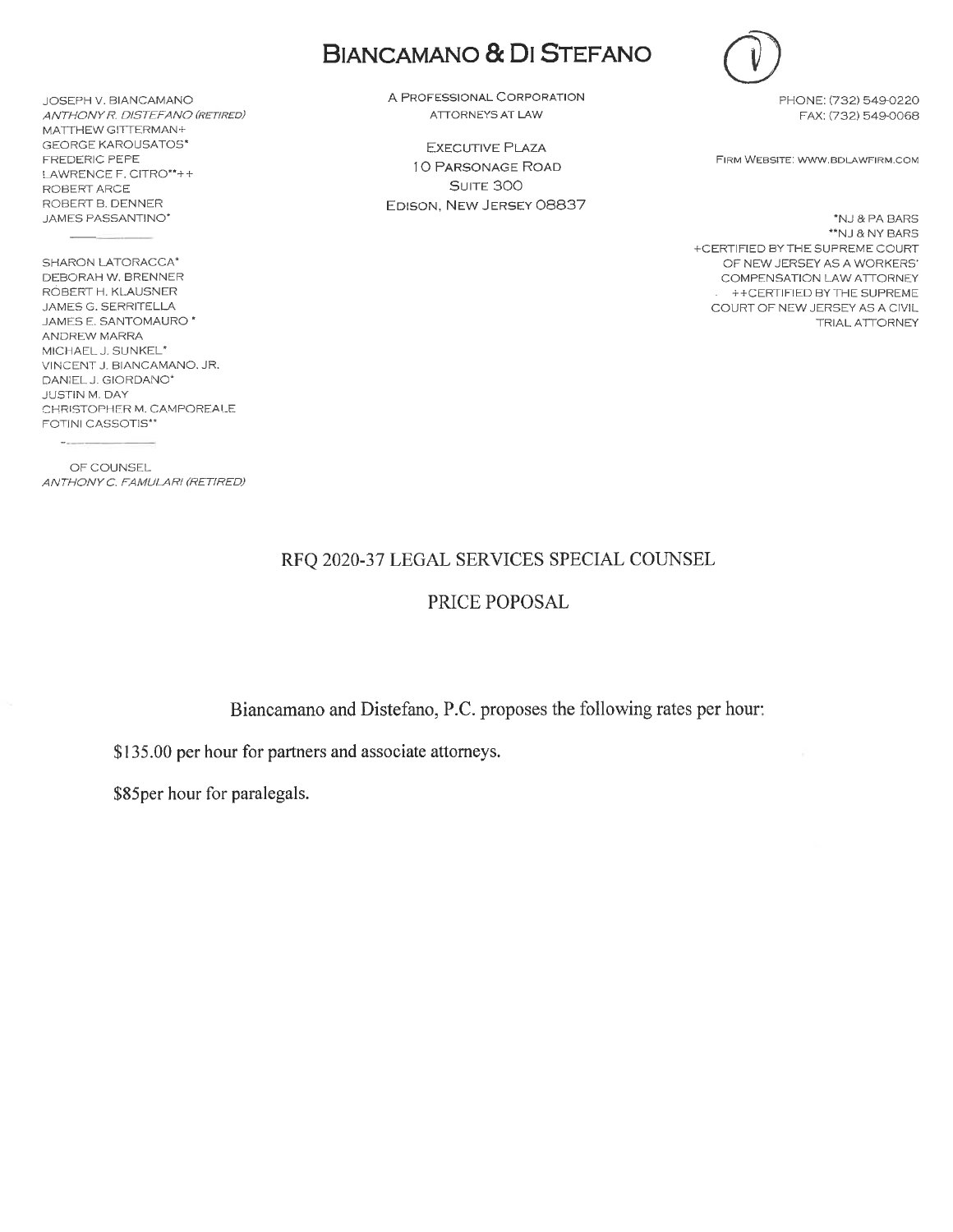# BIANCAMANO & DI STEFANO

(V)

JOSEPH V. BIANCAMANO
*ANTHONY R. DISTEFANO (RETIRED)*
MATTHEW GITTERMAN+
GEORGE KAROUSATOS*
FREDERIC PEPE
LAWRENCE F. CITRO**++
ROBERT ARCE
ROBERT B. DENNER
JAMES PASSANTINO*

SHARON LATORACCA*
DEBORAH W. BRENNER
ROBERT H. KLAUSNER
JAMES G. SERRITELLA
JAMES E. SANTOMAURO *
ANDREW MARRA
MICHAEL J. SUNKEL*
VINCENT J. BIANCAMANO, JR.
DANIEL J. GIORDANO*
JUSTIN M. DAY
CHRISTOPHER M. CAMPOREALE
FOTINI CASSOTIS**

OF COUNSEL
*ANTHONY C. FAMULARI (RETIRED)*

A PROFESSIONAL CORPORATION
ATTORNEYS AT LAW

EXECUTIVE PLAZA
10 PARSONAGE ROAD
SUITE 300
EDISON, NEW JERSEY 08837

PHONE: (732) 549-0220
FAX: (732) 549-0068

FIRM WEBSITE: WWW.BDLAWFIRM.COM

*NJ & PA BARS
**NJ & NY BARS
+CERTIFIED BY THE SUPREME COURT OF NEW JERSEY AS A WORKERS' COMPENSATION LAW ATTORNEY
++CERTIFIED BY THE SUPREME COURT OF NEW JERSEY AS A CIVIL TRIAL ATTORNEY

## RFQ 2020-37 LEGAL SERVICES SPECIAL COUNSEL

## PRICE POPOSAL

Biancamano and Distefano, P.C. proposes the following rates per hour:

$135.00 per hour for partners and associate attorneys.

$85per hour for paralegals.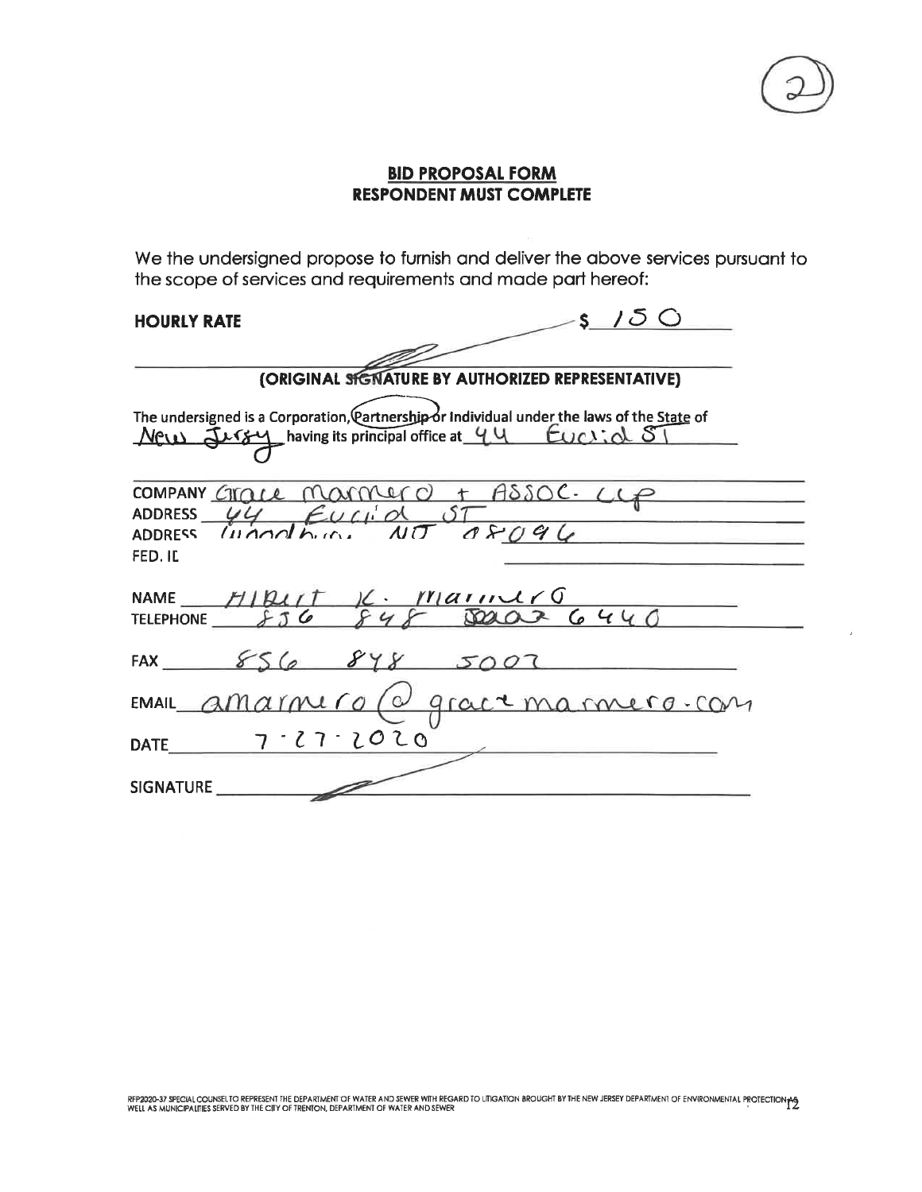(2)

**BID PROPOSAL FORM**
**RESPONDENT MUST COMPLETE**

We the undersigned propose to furnish and deliver the above services pursuant to the scope of services and requirements and made part hereof:

**HOURLY RATE** $ 150

**(ORIGINAL SIGNATURE BY AUTHORIZED REPRESENTATIVE)**

The undersigned is a Corporation, Partnership or Individual under the laws of the State of New Jersey having its principal office at 44 Euclid St

COMPANY Grace Marmero + Assoc. LLP

ADDRESS 44 Euclid ST

ADDRESS Woodbury, NJ 08096

FED. ID

NAME Albert K. Marmero

TELEPHONE 856 848 2002 6440

FAX 856 848 5001

EMAIL amarmero@gracemarmero.com

DATE 7-27-2020

SIGNATURE

RFP2020-37 SPECIAL COUNSEL TO REPRESENT THE DEPARTMENT OF WATER AND SEWER WITH REGARD TO LITIGATION BROUGHT BY THE NEW JERSEY DEPARTMENT OF ENVIRONMENTAL PROTECTION AS WELL AS MUNICIPALITIES SERVED BY THE CITY OF TRENTON, DEPARTMENT OF WATER AND SEWER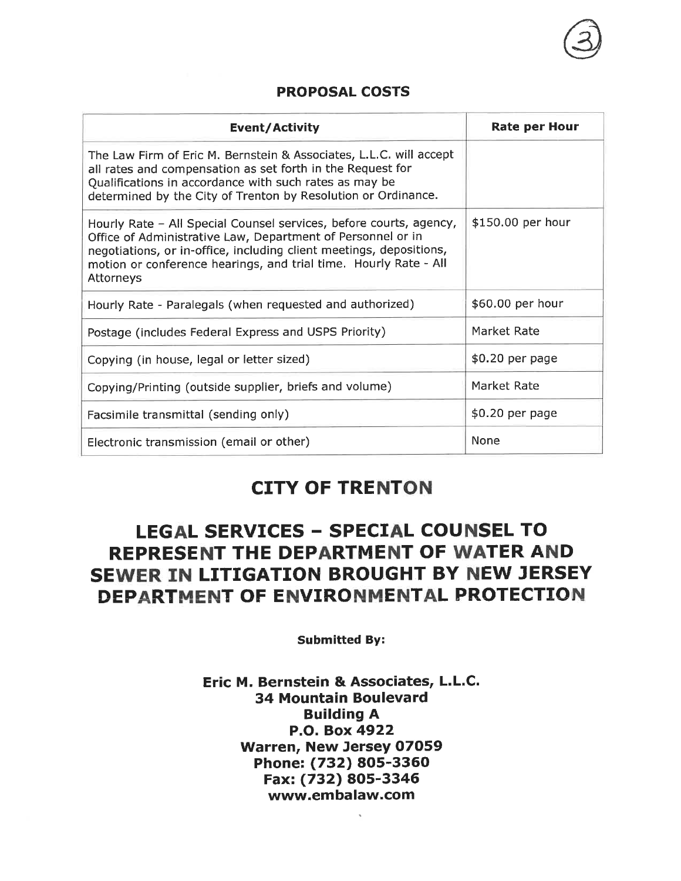## PROPOSAL COSTS

| Event/Activity | Rate per Hour |
|---|---|
| The Law Firm of Eric M. Bernstein & Associates, L.L.C. will accept all rates and compensation as set forth in the Request for Qualifications in accordance with such rates as may be determined by the City of Trenton by Resolution or Ordinance. | |
| Hourly Rate – All Special Counsel services, before courts, agency, Office of Administrative Law, Department of Personnel or in negotiations, or in-office, including client meetings, depositions, motion or conference hearings, and trial time. Hourly Rate - All Attorneys | $150.00 per hour |
| Hourly Rate - Paralegals (when requested and authorized) | $60.00 per hour |
| Postage (includes Federal Express and USPS Priority) | Market Rate |
| Copying (in house, legal or letter sized) | $0.20 per page |
| Copying/Printing (outside supplier, briefs and volume) | Market Rate |
| Facsimile transmittal (sending only) | $0.20 per page |
| Electronic transmission (email or other) | None |

# CITY OF TRENTON

# LEGAL SERVICES – SPECIAL COUNSEL TO REPRESENT THE DEPARTMENT OF WATER AND SEWER IN LITIGATION BROUGHT BY NEW JERSEY DEPARTMENT OF ENVIRONMENTAL PROTECTION

**Submitted By:**

**Eric M. Bernstein & Associates, L.L.C.**
**34 Mountain Boulevard**
**Building A**
**P.O. Box 4922**
**Warren, New Jersey 07059**
**Phone: (732) 805-3360**
**Fax: (732) 805-3346**
**www.embalaw.com**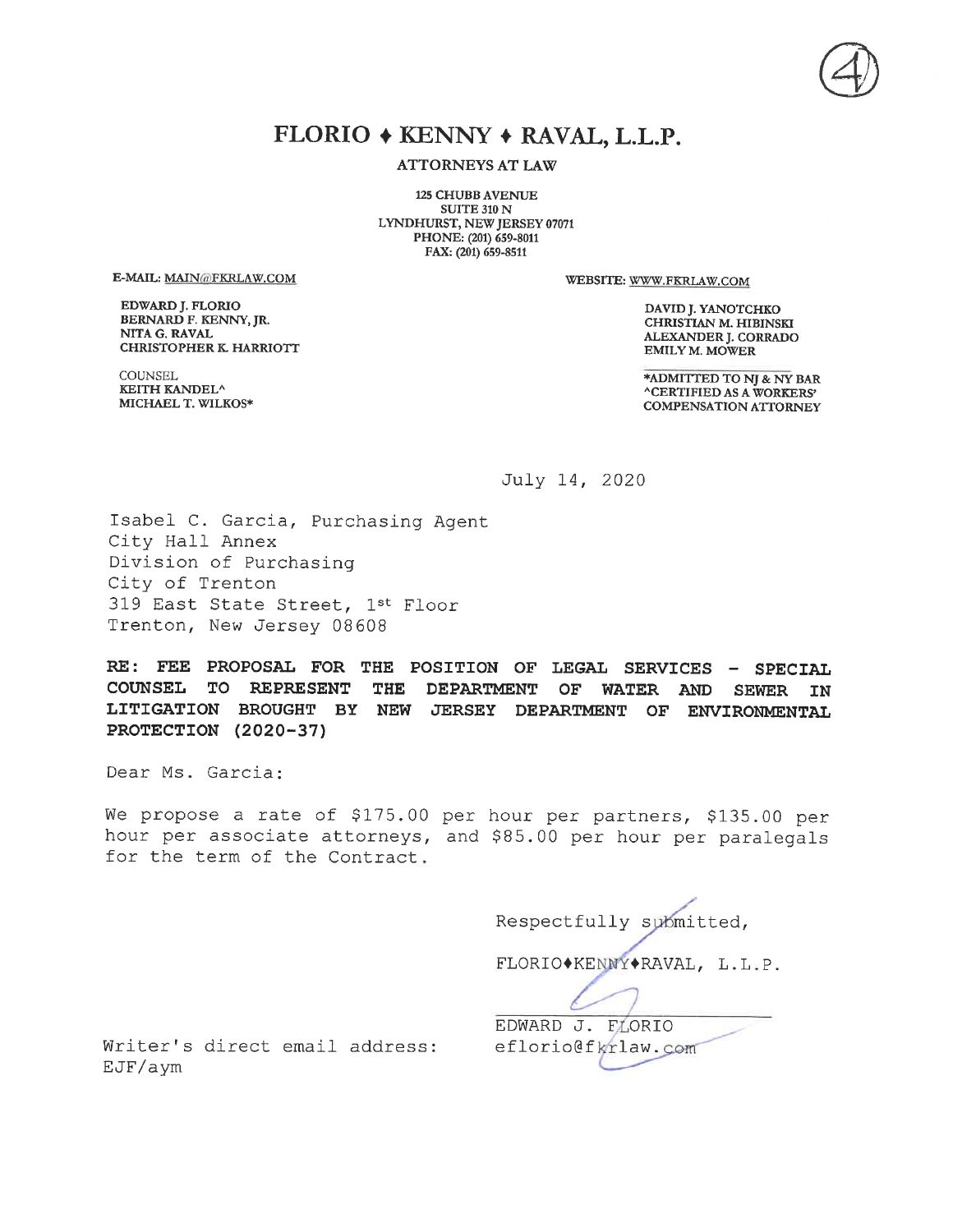(4)

# FLORIO ♦ KENNY ♦ RAVAL, L.L.P.

ATTORNEYS AT LAW

125 CHUBB AVENUE
SUITE 310 N
LYNDHURST, NEW JERSEY 07071
PHONE: (201) 659-8011
FAX: (201) 659-8511

E-MAIL: MAIN@FKRLAW.COM

WEBSITE: WWW.FKRLAW.COM

EDWARD J. FLORIO
BERNARD F. KENNY, JR.
NITA G. RAVAL
CHRISTOPHER K. HARRIOTT

COUNSEL
KEITH KANDEL^
MICHAEL T. WILKOS*

DAVID J. YANOTCHKO
CHRISTIAN M. HIBINSKI
ALEXANDER J. CORRADO
EMILY M. MOWER

*ADMITTED TO NJ & NY BAR
^CERTIFIED AS A WORKERS' COMPENSATION ATTORNEY

July 14, 2020

Isabel C. Garcia, Purchasing Agent
City Hall Annex
Division of Purchasing
City of Trenton
319 East State Street, 1st Floor
Trenton, New Jersey 08608

**RE: FEE PROPOSAL FOR THE POSITION OF LEGAL SERVICES - SPECIAL COUNSEL TO REPRESENT THE DEPARTMENT OF WATER AND SEWER IN LITIGATION BROUGHT BY NEW JERSEY DEPARTMENT OF ENVIRONMENTAL PROTECTION (2020-37)**

Dear Ms. Garcia:

We propose a rate of $175.00 per hour per partners, $135.00 per hour per associate attorneys, and $85.00 per hour per paralegals for the term of the Contract.

Respectfully submitted,

FLORIO♦KENNY♦RAVAL, L.L.P.

EDWARD J. FLORIO
eflorio@fkrlaw.com

Writer's direct email address:
EJF/aym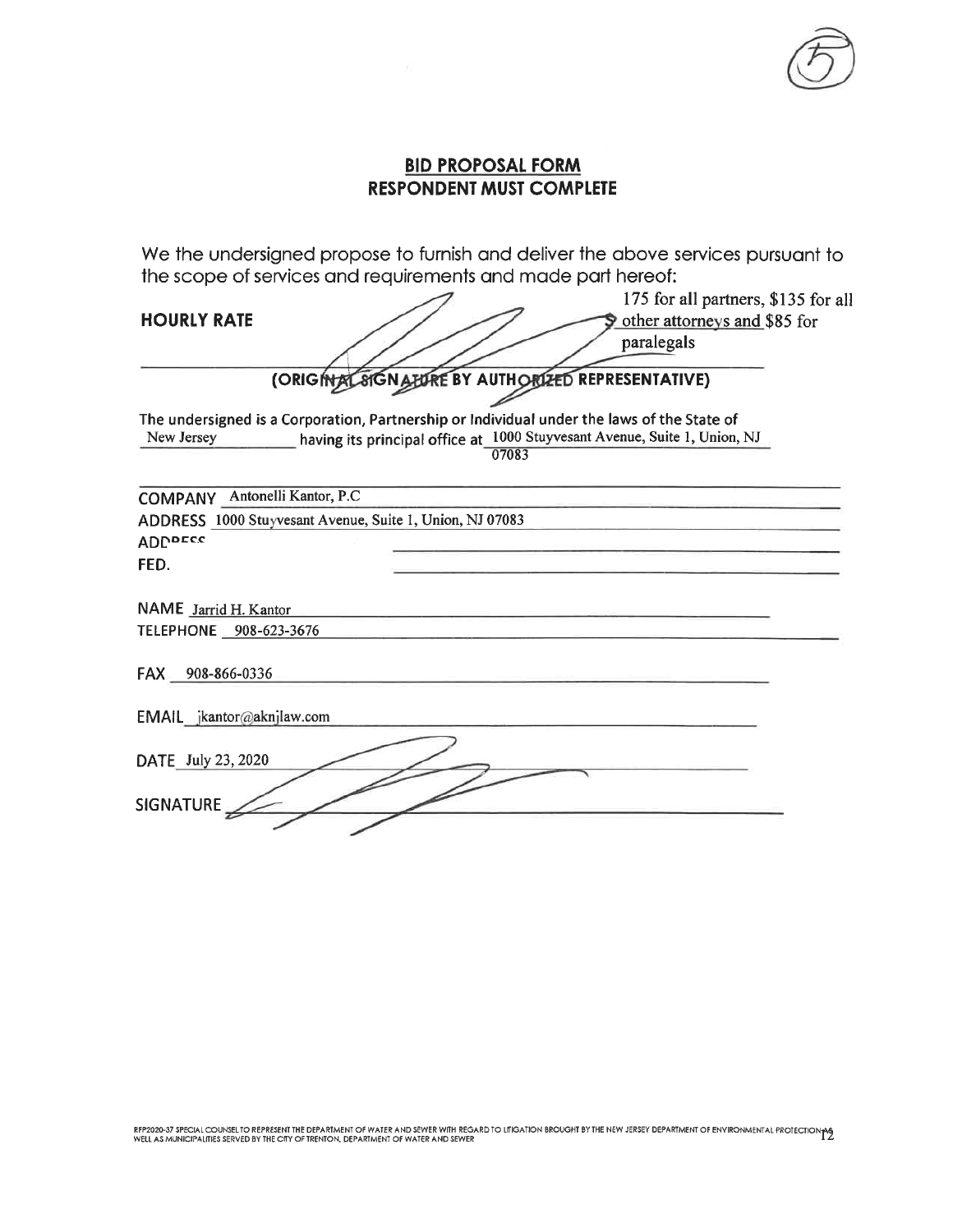## BID PROPOSAL FORM
## RESPONDENT MUST COMPLETE

We the undersigned propose to furnish and deliver the above services pursuant to the scope of services and requirements and made part hereof:

**HOURLY RATE** $175 for all partners, $135 for all other attorneys and $85 for paralegals

**(ORIGINAL SIGNATURE BY AUTHORIZED REPRESENTATIVE)**

The undersigned is a Corporation, Partnership or Individual under the laws of the State of New Jersey having its principal office at 1000 Stuyvesant Avenue, Suite 1, Union, NJ 07083

COMPANY Antonelli Kantor, P.C

ADDRESS 1000 Stuyvesant Avenue, Suite 1, Union, NJ 07083

ADDRESS

FED.

NAME Jarrid H. Kantor

TELEPHONE 908-623-3676

FAX 908-866-0336

EMAIL jkantor@aknjlaw.com

DATE July 23, 2020

SIGNATURE

RFP2020-37 SPECIAL COUNSEL TO REPRESENT THE DEPARTMENT OF WATER AND SEWER WITH REGARD TO LITIGATION BROUGHT BY THE NEW JERSEY DEPARTMENT OF ENVIRONMENTAL PROTECTION AS WELL AS MUNICIPALITIES SERVED BY THE CITY OF TRENTON, DEPARTMENT OF WATER AND SEWER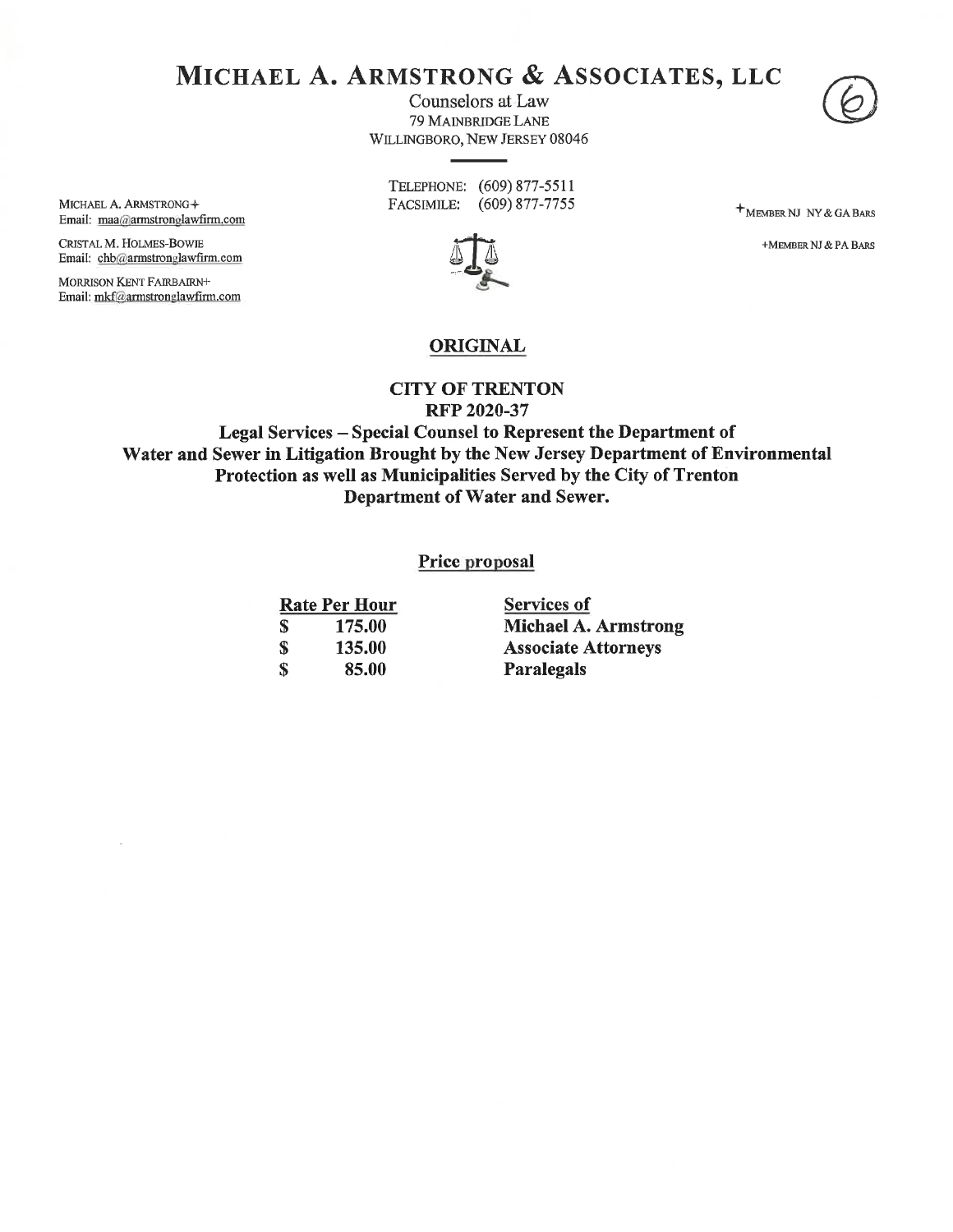# MICHAEL A. ARMSTRONG & ASSOCIATES, LLC

Counselors at Law
79 MAINBRIDGE LANE
WILLINGBORO, NEW JERSEY 08046

(6)

TELEPHONE: (609) 877-5511
FACSIMILE: (609) 877-7755

MICHAEL A. ARMSTRONG+
Email: maa@armstronglawfirm.com

CRISTAL M. HOLMES-BOWIE
Email: chb@armstronglawfirm.com

MORRISON KENT FAIRBAIRN+
Email: mkf@armstronglawfirm.com

+MEMBER NJ NY & GA BARS

+MEMBER NJ & PA BARS

## ORIGINAL

**CITY OF TRENTON**
**RFP 2020-37**
**Legal Services – Special Counsel to Represent the Department of Water and Sewer in Litigation Brought by the New Jersey Department of Environmental Protection as well as Municipalities Served by the City of Trenton Department of Water and Sewer.**

**Price proposal**

| Rate Per Hour | Services of |
|---|---|
| $ 175.00 | Michael A. Armstrong |
| $ 135.00 | Associate Attorneys |
| $ 85.00 | Paralegals |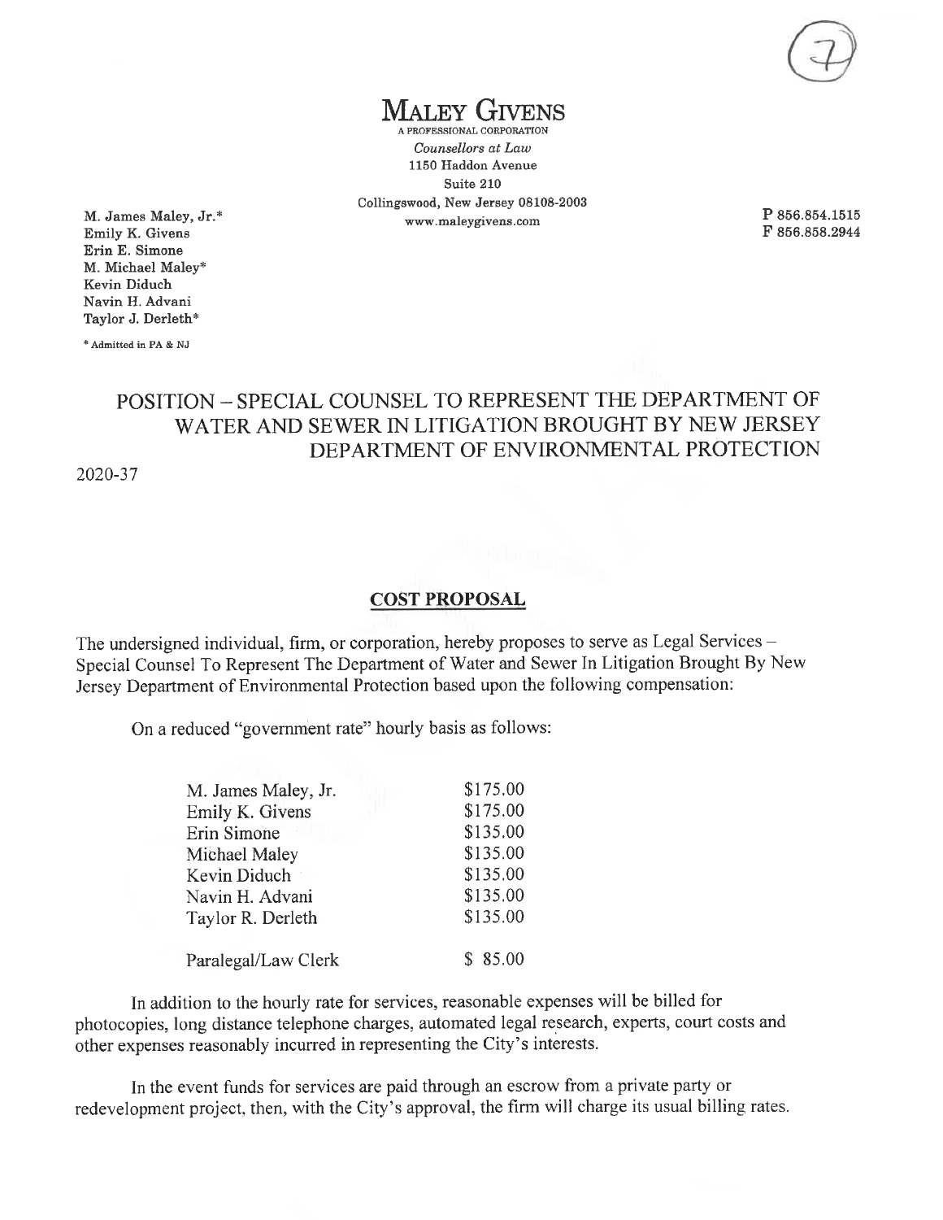(7)

# MALEY GIVENS

A PROFESSIONAL CORPORATION

*Counsellors at Law*
1150 Haddon Avenue
Suite 210
Collingswood, New Jersey 08108-2003
www.maleygivens.com

P 856.854.1515
F 856.858.2944

M. James Maley, Jr.*
Emily K. Givens
Erin E. Simone
M. Michael Maley*
Kevin Diduch
Navin H. Advani
Taylor J. Derleth*

* Admitted in PA & NJ

## POSITION – SPECIAL COUNSEL TO REPRESENT THE DEPARTMENT OF WATER AND SEWER IN LITIGATION BROUGHT BY NEW JERSEY DEPARTMENT OF ENVIRONMENTAL PROTECTION

2020-37

### COST PROPOSAL

The undersigned individual, firm, or corporation, hereby proposes to serve as Legal Services – Special Counsel To Represent The Department of Water and Sewer In Litigation Brought By New Jersey Department of Environmental Protection based upon the following compensation:

On a reduced "government rate" hourly basis as follows:

| | |
|---|---|
| M. James Maley, Jr. | $175.00 |
| Emily K. Givens | $175.00 |
| Erin Simone | $135.00 |
| Michael Maley | $135.00 |
| Kevin Diduch | $135.00 |
| Navin H. Advani | $135.00 |
| Taylor R. Derleth | $135.00 |
| Paralegal/Law Clerk | $ 85.00 |

In addition to the hourly rate for services, reasonable expenses will be billed for photocopies, long distance telephone charges, automated legal research, experts, court costs and other expenses reasonably incurred in representing the City's interests.

In the event funds for services are paid through an escrow from a private party or redevelopment project, then, with the City's approval, the firm will charge its usual billing rates.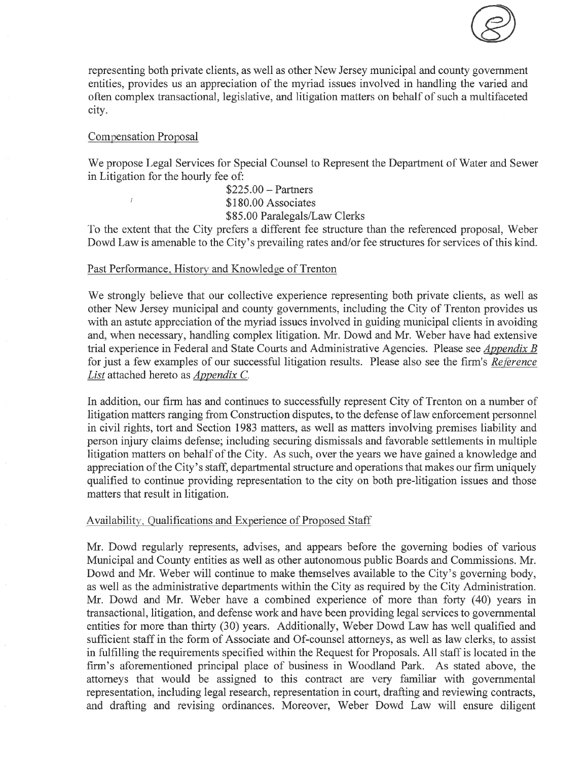representing both private clients, as well as other New Jersey municipal and county government entities, provides us an appreciation of the myriad issues involved in handling the varied and often complex transactional, legislative, and litigation matters on behalf of such a multifaceted city.

## Compensation Proposal

We propose Legal Services for Special Counsel to Represent the Department of Water and Sewer in Litigation for the hourly fee of:

$225.00 – Partners
$180.00 Associates
$85.00 Paralegals/Law Clerks

To the extent that the City prefers a different fee structure than the referenced proposal, Weber Dowd Law is amenable to the City's prevailing rates and/or fee structures for services of this kind.

## Past Performance, History and Knowledge of Trenton

We strongly believe that our collective experience representing both private clients, as well as other New Jersey municipal and county governments, including the City of Trenton provides us with an astute appreciation of the myriad issues involved in guiding municipal clients in avoiding and, when necessary, handling complex litigation. Mr. Dowd and Mr. Weber have had extensive trial experience in Federal and State Courts and Administrative Agencies. Please see *Appendix B* for just a few examples of our successful litigation results. Please also see the firm's *Reference List* attached hereto as *Appendix C.*

In addition, our firm has and continues to successfully represent City of Trenton on a number of litigation matters ranging from Construction disputes, to the defense of law enforcement personnel in civil rights, tort and Section 1983 matters, as well as matters involving premises liability and person injury claims defense; including securing dismissals and favorable settlements in multiple litigation matters on behalf of the City. As such, over the years we have gained a knowledge and appreciation of the City's staff, departmental structure and operations that makes our firm uniquely qualified to continue providing representation to the city on both pre-litigation issues and those matters that result in litigation.

## Availability, Qualifications and Experience of Proposed Staff

Mr. Dowd regularly represents, advises, and appears before the governing bodies of various Municipal and County entities as well as other autonomous public Boards and Commissions. Mr. Dowd and Mr. Weber will continue to make themselves available to the City's governing body, as well as the administrative departments within the City as required by the City Administration. Mr. Dowd and Mr. Weber have a combined experience of more than forty (40) years in transactional, litigation, and defense work and have been providing legal services to governmental entities for more than thirty (30) years. Additionally, Weber Dowd Law has well qualified and sufficient staff in the form of Associate and Of-counsel attorneys, as well as law clerks, to assist in fulfilling the requirements specified within the Request for Proposals. All staff is located in the firm's aforementioned principal place of business in Woodland Park. As stated above, the attorneys that would be assigned to this contract are very familiar with governmental representation, including legal research, representation in court, drafting and reviewing contracts, and drafting and revising ordinances. Moreover, Weber Dowd Law will ensure diligent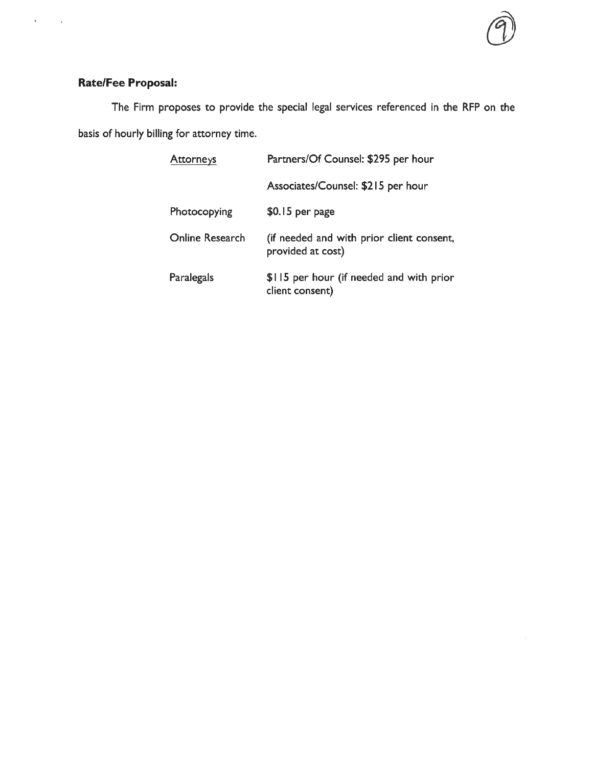**Rate/Fee Proposal:**

The Firm proposes to provide the special legal services referenced in the RFP on the basis of hourly billing for attorney time.

| Attorneys | Partners/Of Counsel: $295 per hour |
| --- | --- |
| | Associates/Counsel: $215 per hour |
| Photocopying | $0.15 per page |
| Online Research | (if needed and with prior client consent, provided at cost) |
| Paralegals | $115 per hour (if needed and with prior client consent) |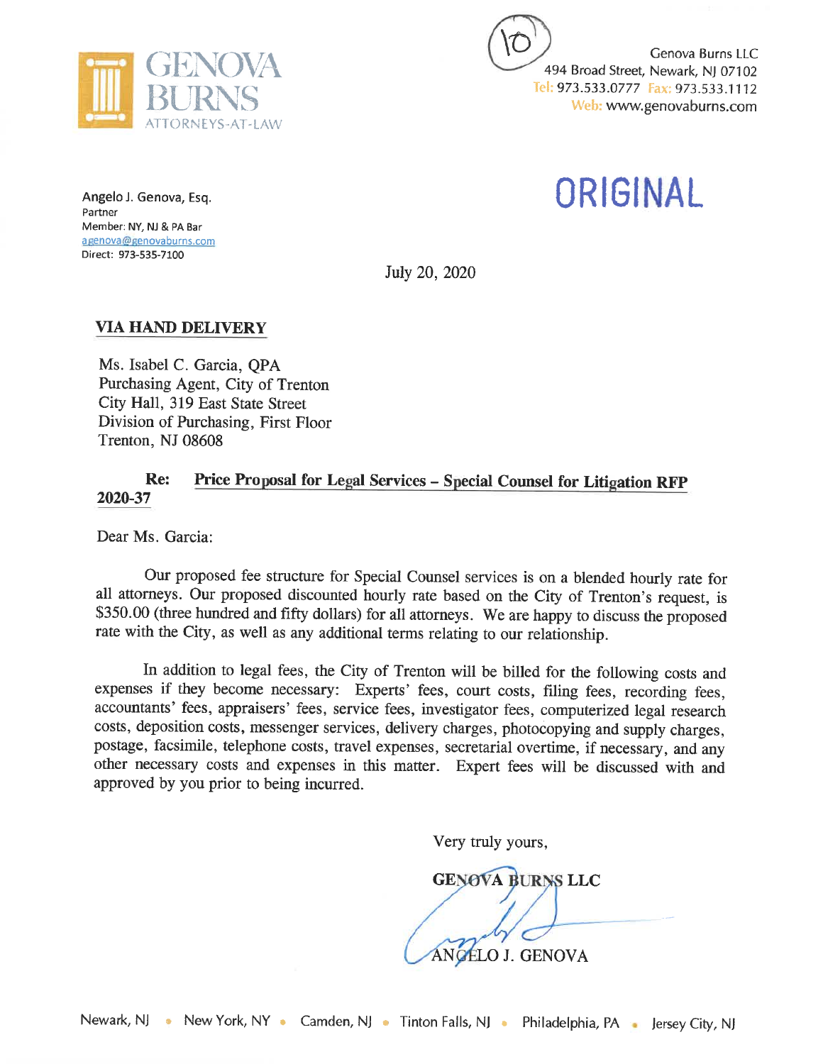GENOVA BURNS
ATTORNEYS-AT-LAW

(10)

Genova Burns LLC
494 Broad Street, Newark, NJ 07102
Tel: 973.533.0777 Fax: 973.533.1112
Web: www.genovaburns.com

ORIGINAL

Angelo J. Genova, Esq.
Partner
Member: NY, NJ & PA Bar
agenova@genovaburns.com
Direct: 973-535-7100

July 20, 2020

**VIA HAND DELIVERY**

Ms. Isabel C. Garcia, QPA
Purchasing Agent, City of Trenton
City Hall, 319 East State Street
Division of Purchasing, First Floor
Trenton, NJ 08608

**Re: Price Proposal for Legal Services – Special Counsel for Litigation RFP 2020-37**

Dear Ms. Garcia:

Our proposed fee structure for Special Counsel services is on a blended hourly rate for all attorneys. Our proposed discounted hourly rate based on the City of Trenton's request, is $350.00 (three hundred and fifty dollars) for all attorneys. We are happy to discuss the proposed rate with the City, as well as any additional terms relating to our relationship.

In addition to legal fees, the City of Trenton will be billed for the following costs and expenses if they become necessary: Experts' fees, court costs, filing fees, recording fees, accountants' fees, appraisers' fees, service fees, investigator fees, computerized legal research costs, deposition costs, messenger services, delivery charges, photocopying and supply charges, postage, facsimile, telephone costs, travel expenses, secretarial overtime, if necessary, and any other necessary costs and expenses in this matter. Expert fees will be discussed with and approved by you prior to being incurred.

Very truly yours,

GENOVA BURNS LLC

ANGELO J. GENOVA

Newark, NJ • New York, NY • Camden, NJ • Tinton Falls, NJ • Philadelphia, PA • Jersey City, NJ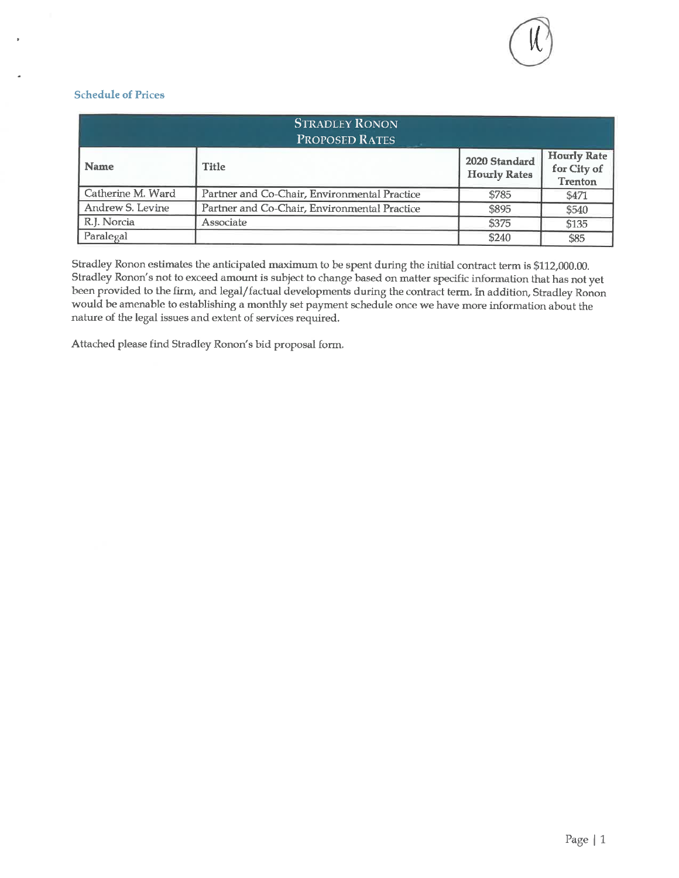### Schedule of Prices

| STRADLEY RONON PROPOSED RATES | | | |
|---|---|---|---|
| **Name** | **Title** | **2020 Standard Hourly Rates** | **Hourly Rate for City of Trenton** |
| Catherine M. Ward | Partner and Co-Chair, Environmental Practice | $785 | $471 |
| Andrew S. Levine | Partner and Co-Chair, Environmental Practice | $895 | $540 |
| R.J. Norcia | Associate | $375 | $135 |
| Paralegal | | $240 | $85 |

Stradley Ronon estimates the anticipated maximum to be spent during the initial contract term is $112,000.00. Stradley Ronon's not to exceed amount is subject to change based on matter specific information that has not yet been provided to the firm, and legal/factual developments during the contract term. In addition, Stradley Ronon would be amenable to establishing a monthly set payment schedule once we have more information about the nature of the legal issues and extent of services required.

Attached please find Stradley Ronon's bid proposal form.